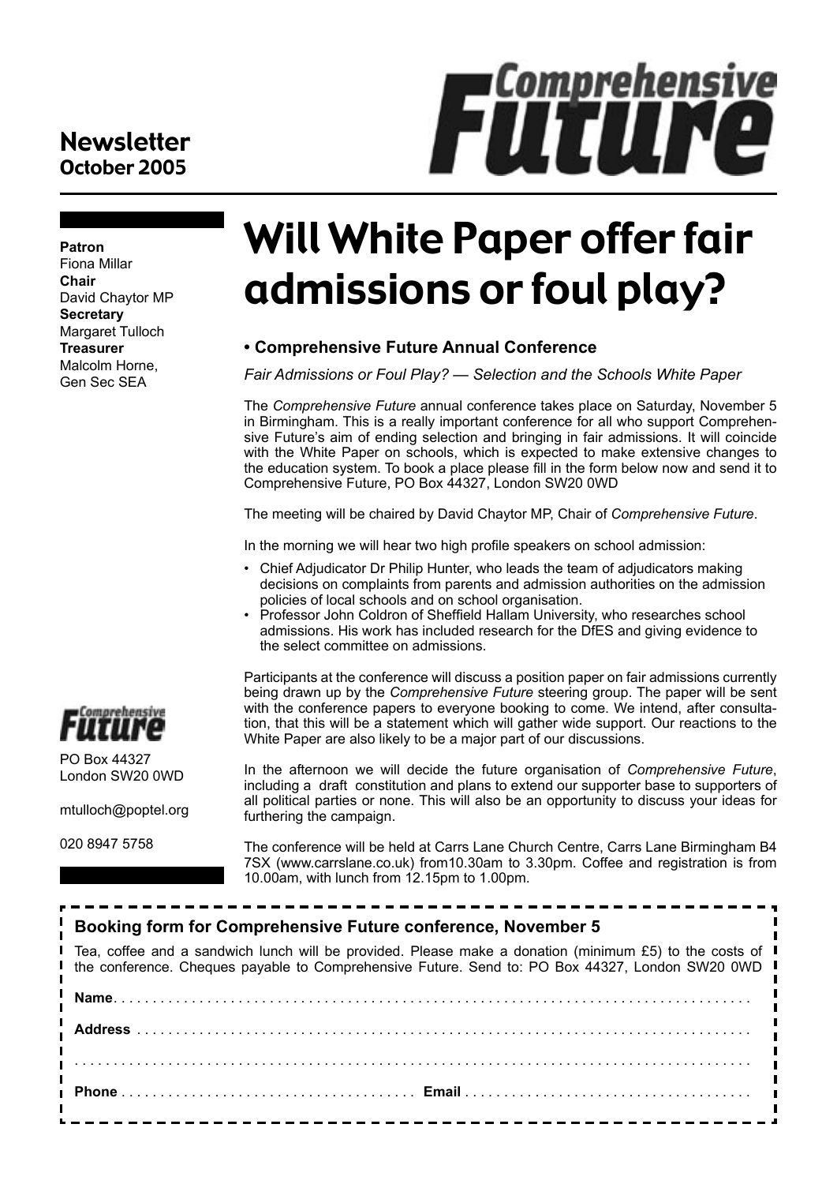**Newsletter**
**October 2005**

# Comprehensive Future

**Patron**
Fiona Millar
**Chair**
David Chaytor MP
**Secretary**
Margaret Tulloch
**Treasurer**
Malcolm Horne,
Gen Sec SEA

# Will White Paper offer fair admissions or foul play?

### • Comprehensive Future Annual Conference

*Fair Admissions or Foul Play? — Selection and the Schools White Paper*

The *Comprehensive Future* annual conference takes place on Saturday, November 5 in Birmingham. This is a really important conference for all who support Comprehensive Future's aim of ending selection and bringing in fair admissions. It will coincide with the White Paper on schools, which is expected to make extensive changes to the education system. To book a place please fill in the form below now and send it to Comprehensive Future, PO Box 44327, London SW20 0WD

The meeting will be chaired by David Chaytor MP, Chair of *Comprehensive Future*.

In the morning we will hear two high profile speakers on school admission:

- Chief Adjudicator Dr Philip Hunter, who leads the team of adjudicators making decisions on complaints from parents and admission authorities on the admission policies of local schools and on school organisation.
- Professor John Coldron of Sheffield Hallam University, who researches school admissions. His work has included research for the DfES and giving evidence to the select committee on admissions.

Participants at the conference will discuss a position paper on fair admissions currently being drawn up by the *Comprehensive Future* steering group. The paper will be sent with the conference papers to everyone booking to come. We intend, after consultation, that this will be a statement which will gather wide support. Our reactions to the White Paper are also likely to be a major part of our discussions.

In the afternoon we will decide the future organisation of *Comprehensive Future*, including a draft constitution and plans to extend our supporter base to supporters of all political parties or none. This will also be an opportunity to discuss your ideas for furthering the campaign.

The conference will be held at Carrs Lane Church Centre, Carrs Lane Birmingham B4 7SX (www.carrslane.co.uk) from10.30am to 3.30pm. Coffee and registration is from 10.00am, with lunch from 12.15pm to 1.00pm.

Comprehensive Future

PO Box 44327
London SW20 0WD

mtulloch@poptel.org

020 8947 5758

---

**Booking form for Comprehensive Future conference, November 5**

Tea, coffee and a sandwich lunch will be provided. Please make a donation (minimum £5) to the costs of the conference. Cheques payable to Comprehensive Future. Send to: PO Box 44327, London SW20 0WD

**Name**. . . . . . . . . . . . . . . . . . . . . . . . . . . . . . . . . . . . . . . . . . . . . . . . . . . . . . . . . . . . . . . . . . . . . . . . . . . . . .

**Address** . . . . . . . . . . . . . . . . . . . . . . . . . . . . . . . . . . . . . . . . . . . . . . . . . . . . . . . . . . . . . . . . . . . . . . . . . . . .

. . . . . . . . . . . . . . . . . . . . . . . . . . . . . . . . . . . . . . . . . . . . . . . . . . . . . . . . . . . . . . . . . . . . . . . . . . . . . . . . . . . . . .

**Phone** . . . . . . . . . . . . . . . . . . . . . . . . . . . . . . . . . . . . . **Email** . . . . . . . . . . . . . . . . . . . . . . . . . . . . . . . . . . . . .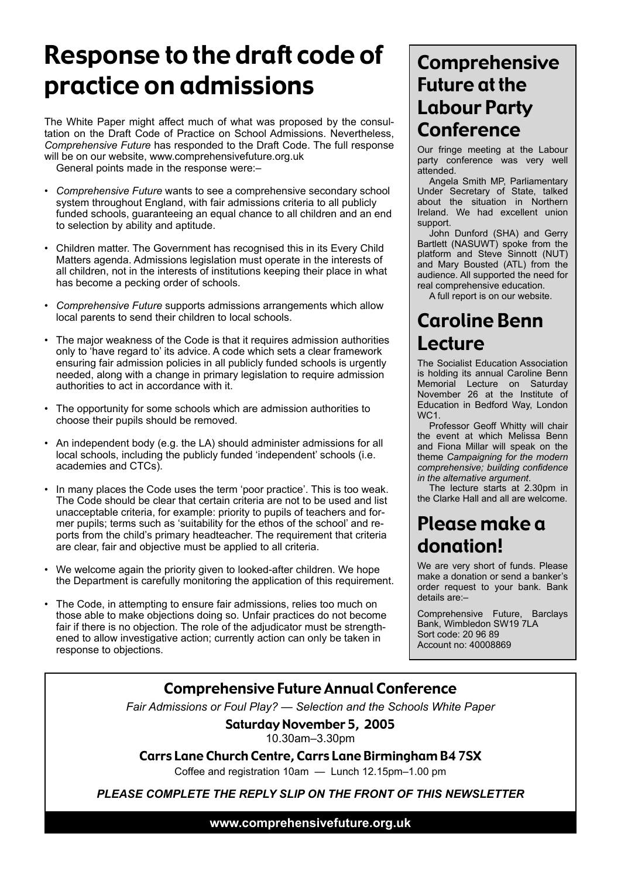# Response to the draft code of practice on admissions

The White Paper might affect much of what was proposed by the consultation on the Draft Code of Practice on School Admissions. Nevertheless, *Comprehensive Future* has responded to the Draft Code. The full response will be on our website, www.comprehensivefuture.org.uk

General points made in the response were:–

- *Comprehensive Future* wants to see a comprehensive secondary school system throughout England, with fair admissions criteria to all publicly funded schools, guaranteeing an equal chance to all children and an end to selection by ability and aptitude.
- Children matter. The Government has recognised this in its Every Child Matters agenda. Admissions legislation must operate in the interests of all children, not in the interests of institutions keeping their place in what has become a pecking order of schools.
- *Comprehensive Future* supports admissions arrangements which allow local parents to send their children to local schools.
- The major weakness of the Code is that it requires admission authorities only to 'have regard to' its advice. A code which sets a clear framework ensuring fair admission policies in all publicly funded schools is urgently needed, along with a change in primary legislation to require admission authorities to act in accordance with it.
- The opportunity for some schools which are admission authorities to choose their pupils should be removed.
- An independent body (e.g. the LA) should administer admissions for all local schools, including the publicly funded 'independent' schools (i.e. academies and CTCs).
- In many places the Code uses the term 'poor practice'. This is too weak. The Code should be clear that certain criteria are not to be used and list unacceptable criteria, for example: priority to pupils of teachers and former pupils; terms such as 'suitability for the ethos of the school' and reports from the child's primary headteacher. The requirement that criteria are clear, fair and objective must be applied to all criteria.
- We welcome again the priority given to looked-after children. We hope the Department is carefully monitoring the application of this requirement.
- The Code, in attempting to ensure fair admissions, relies too much on those able to make objections doing so. Unfair practices do not become fair if there is no objection. The role of the adjudicator must be strengthened to allow investigative action; currently action can only be taken in response to objections.

## Comprehensive Future at the Labour Party Conference

Our fringe meeting at the Labour party conference was very well attended.

Angela Smith MP, Parliamentary Under Secretary of State, talked about the situation in Northern Ireland. We had excellent union support.

John Dunford (SHA) and Gerry Bartlett (NASUWT) spoke from the platform and Steve Sinnott (NUT) and Mary Bousted (ATL) from the audience. All supported the need for real comprehensive education.

A full report is on our website.

## Caroline Benn Lecture

The Socialist Education Association is holding its annual Caroline Benn Memorial Lecture on Saturday November 26 at the Institute of Education in Bedford Way, London WC1.

Professor Geoff Whitty will chair the event at which Melissa Benn and Fiona Millar will speak on the theme *Campaigning for the modern comprehensive; building confidence in the alternative argument*.

The lecture starts at 2.30pm in the Clarke Hall and all are welcome.

## Please make a donation!

We are very short of funds. Please make a donation or send a banker's order request to your bank. Bank details are:–

Comprehensive Future, Barclays Bank, Wimbledon SW19 7LA
Sort code: 20 96 89
Account no: 40008869

## Comprehensive Future Annual Conference

*Fair Admissions or Foul Play? — Selection and the Schools White Paper*

**Saturday November 5, 2005**

10.30am–3.30pm

**Carrs Lane Church Centre, Carrs Lane Birmingham B4 7SX**

Coffee and registration 10am — Lunch 12.15pm–1.00 pm

***PLEASE COMPLETE THE REPLY SLIP ON THE FRONT OF THIS NEWSLETTER***

**www.comprehensivefuture.org.uk**